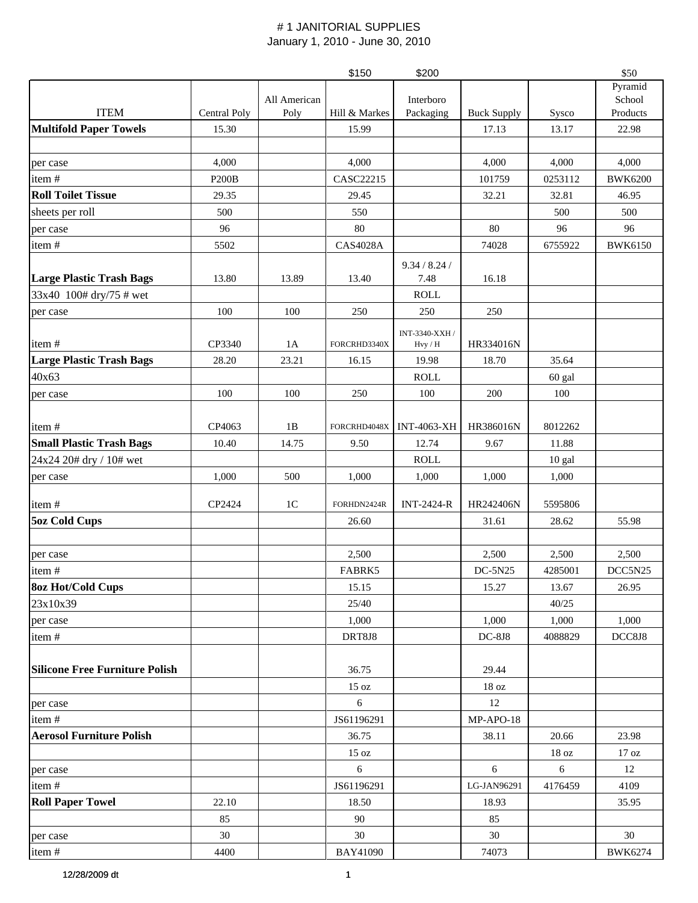# # 1 JANITORIAL SUPPLIES

January 1, 2010 - June 30, 2010

| ITEM | Central Poly | All American Poly | Hill & Markes | Interboro Packaging | Buck Supply | Sysco | Pyramid School Products |
|---|---|---|---|---|---|---|---|
| | | | $150 | $200 | | | $50 |
| **Multifold Paper Towels** | 15.30 | | 15.99 | | 17.13 | 13.17 | 22.98 |
| | | | | | | | |
| per case | 4,000 | | 4,000 | | 4,000 | 4,000 | 4,000 |
| item # | P200B | | CASC22215 | | 101759 | 0253112 | BWK6200 |
| **Roll Toilet Tissue** | 29.35 | | 29.45 | | 32.21 | 32.81 | 46.95 |
| sheets per roll | 500 | | 550 | | | 500 | 500 |
| per case | 96 | | 80 | | 80 | 96 | 96 |
| item # | 5502 | | CAS4028A | | 74028 | 6755922 | BWK6150 |
| **Large Plastic Trash Bags** | 13.80 | 13.89 | 13.40 | 9.34 / 8.24 / 7.48 | 16.18 | | |
| 33x40 100# dry/75 # wet | | | | ROLL | | | |
| per case | 100 | 100 | 250 | 250 | 250 | | |
| item # | CP3340 | 1A | FORCRHD3340X | INT-3340-XXH / Hvy / H | HR334016N | | |
| **Large Plastic Trash Bags** | 28.20 | 23.21 | 16.15 | 19.98 | 18.70 | 35.64 | |
| 40x63 | | | | ROLL | | 60 gal | |
| per case | 100 | 100 | 250 | 100 | 200 | 100 | |
| item # | CP4063 | 1B | FORCRHD4048X | INT-4063-XH | HR386016N | 8012262 | |
| **Small Plastic Trash Bags** | 10.40 | 14.75 | 9.50 | 12.74 | 9.67 | 11.88 | |
| 24x24 20# dry / 10# wet | | | | ROLL | | 10 gal | |
| per case | 1,000 | 500 | 1,000 | 1,000 | 1,000 | 1,000 | |
| item # | CP2424 | 1C | FORHDN2424R | INT-2424-R | HR242406N | 5595806 | |
| **5oz Cold Cups** | | | 26.60 | | 31.61 | 28.62 | 55.98 |
| | | | | | | | |
| per case | | | 2,500 | | 2,500 | 2,500 | 2,500 |
| item # | | | FABRK5 | | DC-5N25 | 4285001 | DCC5N25 |
| **8oz Hot/Cold Cups** | | | 15.15 | | 15.27 | 13.67 | 26.95 |
| 23x10x39 | | | 25/40 | | | 40/25 | |
| per case | | | 1,000 | | 1,000 | 1,000 | 1,000 |
| item # | | | DRT8J8 | | DC-8J8 | 4088829 | DCC8J8 |
| **Silicone Free Furniture Polish** | | | 36.75 | | 29.44 | | |
| | | | 15 oz | | 18 oz | | |
| per case | | | 6 | | 12 | | |
| item # | | | JS61196291 | | MP-APO-18 | | |
| **Aerosol Furniture Polish** | | | 36.75 | | 38.11 | 20.66 | 23.98 |
| | | | 15 oz | | | 18 oz | 17 oz |
| per case | | | 6 | | 6 | 6 | 12 |
| item # | | | JS61196291 | | LG-JAN96291 | 4176459 | 4109 |
| **Roll Paper Towel** | 22.10 | | 18.50 | | 18.93 | | 35.95 |
| | 85 | | 90 | | 85 | | |
| per case | 30 | | 30 | | 30 | | 30 |
| item # | 4400 | | BAY41090 | | 74073 | | BWK6274 |

12/28/2009 dt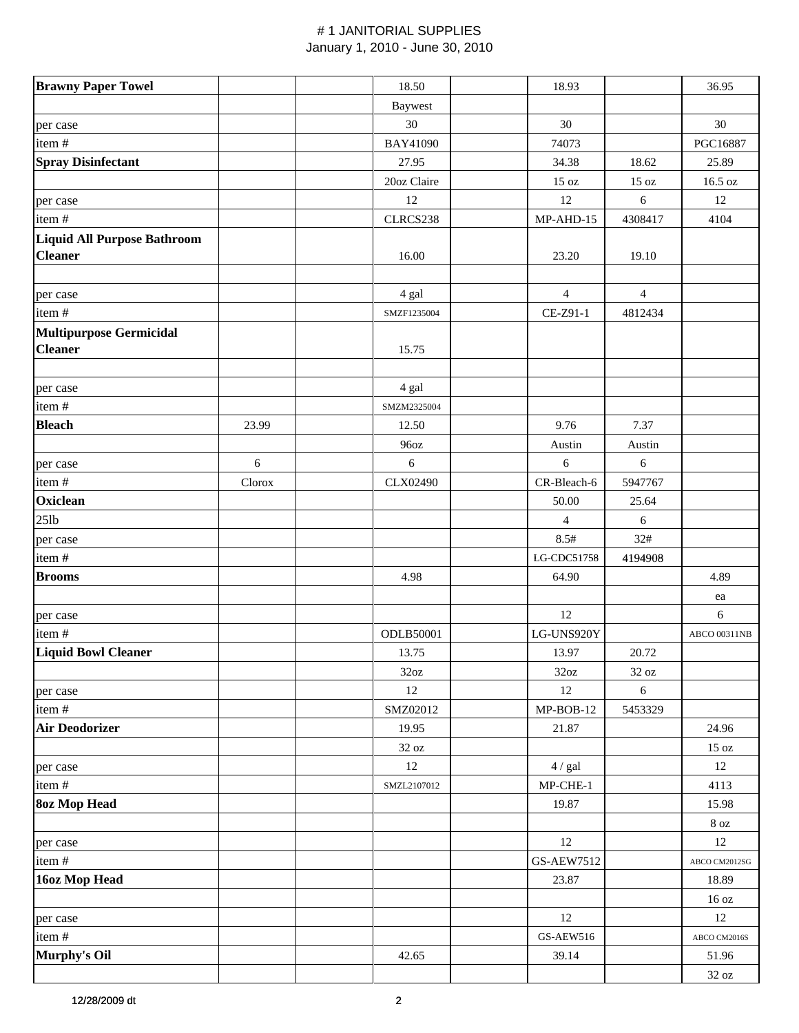# # 1 JANITORIAL SUPPLIES

January 1, 2010 - June 30, 2010

| | | | | | | | |
|---|---|---|---|---|---|---|---|
| **Brawny Paper Towel** | | | 18.50 | | 18.93 | | 36.95 |
| | | | Baywest | | | | |
| per case | | | 30 | | 30 | | 30 |
| item # | | | BAY41090 | | 74073 | | PGC16887 |
| **Spray Disinfectant** | | | 27.95 | | 34.38 | 18.62 | 25.89 |
| | | | 20oz Claire | | 15 oz | 15 oz | 16.5 oz |
| per case | | | 12 | | 12 | 6 | 12 |
| item # | | | CLRCS238 | | MP-AHD-15 | 4308417 | 4104 |
| **Liquid All Purpose Bathroom Cleaner** | | | 16.00 | | 23.20 | 19.10 | |
| | | | | | | | |
| per case | | | 4 gal | | 4 | 4 | |
| item # | | | SMZF1235004 | | CE-Z91-1 | 4812434 | |
| **Multipurpose Germicidal Cleaner** | | | 15.75 | | | | |
| | | | | | | | |
| per case | | | 4 gal | | | | |
| item # | | | SMZM2325004 | | | | |
| **Bleach** | 23.99 | | 12.50 | | 9.76 | 7.37 | |
| | | | 96oz | | Austin | Austin | |
| per case | 6 | | 6 | | 6 | 6 | |
| item # | Clorox | | CLX02490 | | CR-Bleach-6 | 5947767 | |
| **Oxiclean** | | | | | 50.00 | 25.64 | |
| 25lb | | | | | 4 | 6 | |
| per case | | | | | 8.5# | 32# | |
| item # | | | | | LG-CDC51758 | 4194908 | |
| **Brooms** | | | 4.98 | | 64.90 | | 4.89 |
| | | | | | | | ea |
| per case | | | | | 12 | | 6 |
| item # | | | ODLB50001 | | LG-UNS920Y | | ABCO 00311NB |
| **Liquid Bowl Cleaner** | | | 13.75 | | 13.97 | 20.72 | |
| | | | 32oz | | 32oz | 32 oz | |
| per case | | | 12 | | 12 | 6 | |
| item # | | | SMZ02012 | | MP-BOB-12 | 5453329 | |
| **Air Deodorizer** | | | 19.95 | | 21.87 | | 24.96 |
| | | | 32 oz | | | | 15 oz |
| per case | | | 12 | | 4 / gal | | 12 |
| item # | | | SMZL2107012 | | MP-CHE-1 | | 4113 |
| **8oz Mop Head** | | | | | 19.87 | | 15.98 |
| | | | | | | | 8 oz |
| per case | | | | | 12 | | 12 |
| item # | | | | | GS-AEW7512 | | ABCO CM2012SG |
| **16oz Mop Head** | | | | | 23.87 | | 18.89 |
| | | | | | | | 16 oz |
| per case | | | | | 12 | | 12 |
| item # | | | | | GS-AEW516 | | ABCO CM2016S |
| **Murphy's Oil** | | | 42.65 | | 39.14 | | 51.96 |
| | | | | | | | 32 oz |

12/28/2009 dt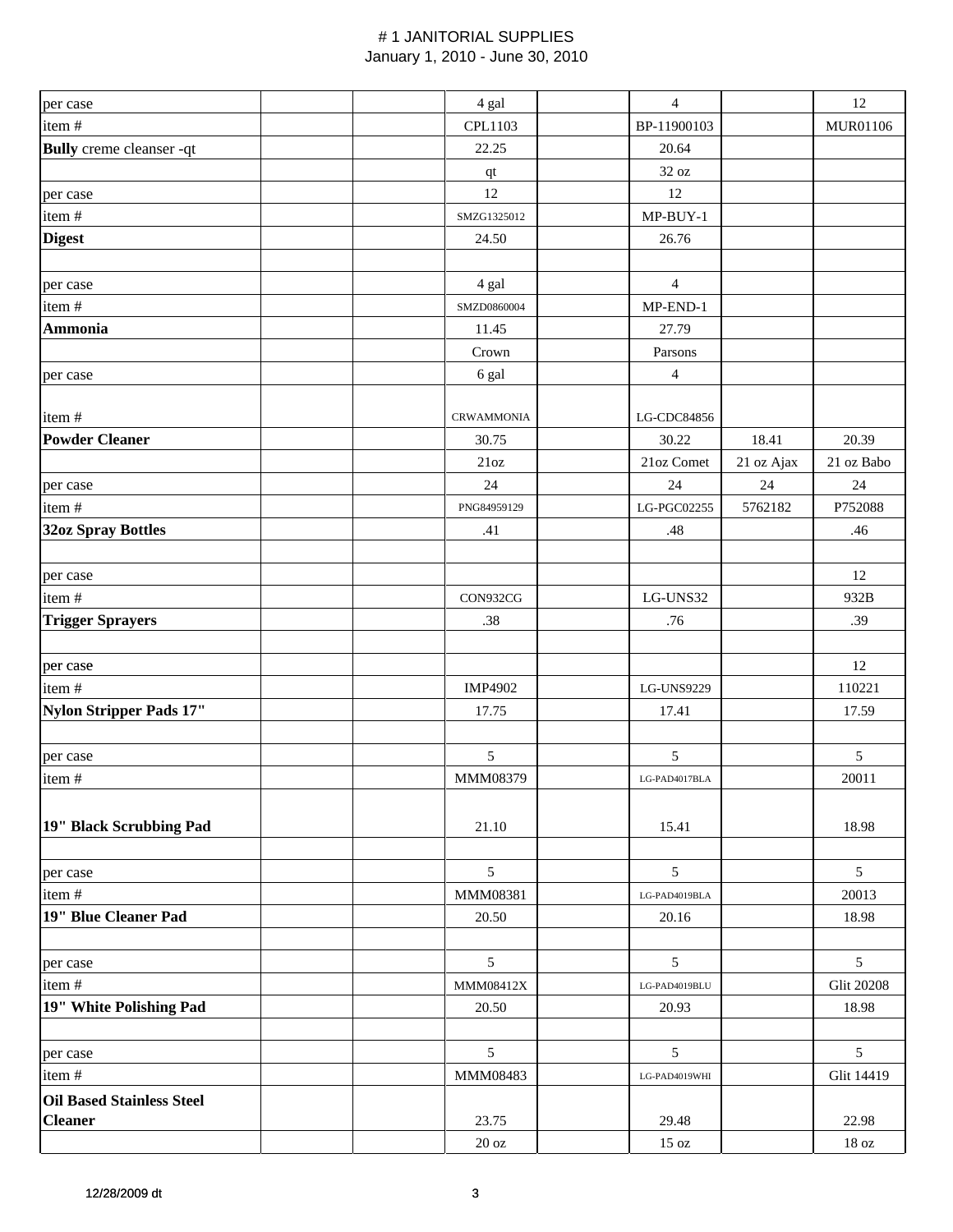# # 1 JANITORIAL SUPPLIES
January 1, 2010 - June 30, 2010

| | | | | | | | |
|---|---|---|---|---|---|---|---|
| per case | | | 4 gal | | 4 | | 12 |
| item # | | | CPL1103 | | BP-11900103 | | MUR01106 |
| **Bully** creme cleanser -qt | | | 22.25 | | 20.64 | | |
| | | | qt | | 32 oz | | |
| per case | | | 12 | | 12 | | |
| item # | | | SMZG1325012 | | MP-BUY-1 | | |
| **Digest** | | | 24.50 | | 26.76 | | |
| | | | | | | | |
| per case | | | 4 gal | | 4 | | |
| item # | | | SMZD0860004 | | MP-END-1 | | |
| **Ammonia** | | | 11.45 | | 27.79 | | |
| | | | Crown | | Parsons | | |
| per case | | | 6 gal | | 4 | | |
| item # | | | CRWAMMONIA | | LG-CDC84856 | | |
| **Powder Cleaner** | | | 30.75 | | 30.22 | 18.41 | 20.39 |
| | | | 21oz | | 21oz Comet | 21 oz Ajax | 21 oz Babo |
| per case | | | 24 | | 24 | 24 | 24 |
| item # | | | PNG84959129 | | LG-PGC02255 | 5762182 | P752088 |
| **32oz Spray Bottles** | | | .41 | | .48 | | .46 |
| | | | | | | | |
| per case | | | | | | | 12 |
| item # | | | CON932CG | | LG-UNS32 | | 932B |
| **Trigger Sprayers** | | | .38 | | .76 | | .39 |
| | | | | | | | |
| per case | | | | | | | 12 |
| item # | | | IMP4902 | | LG-UNS9229 | | 110221 |
| **Nylon Stripper Pads 17"** | | | 17.75 | | 17.41 | | 17.59 |
| | | | | | | | |
| per case | | | 5 | | 5 | | 5 |
| item # | | | MMM08379 | | LG-PAD4017BLA | | 20011 |
| **19" Black Scrubbing Pad** | | | 21.10 | | 15.41 | | 18.98 |
| | | | | | | | |
| per case | | | 5 | | 5 | | 5 |
| item # | | | MMM08381 | | LG-PAD4019BLA | | 20013 |
| **19" Blue Cleaner Pad** | | | 20.50 | | 20.16 | | 18.98 |
| | | | | | | | |
| per case | | | 5 | | 5 | | 5 |
| item # | | | MMM08412X | | LG-PAD4019BLU | | Glit 20208 |
| **19" White Polishing Pad** | | | 20.50 | | 20.93 | | 18.98 |
| | | | | | | | |
| per case | | | 5 | | 5 | | 5 |
| item # | | | MMM08483 | | LG-PAD4019WHI | | Glit 14419 |
| **Oil Based Stainless Steel Cleaner** | | | 23.75 | | 29.48 | | 22.98 |
| | | | 20 oz | | 15 oz | | 18 oz |

12/28/2009 dt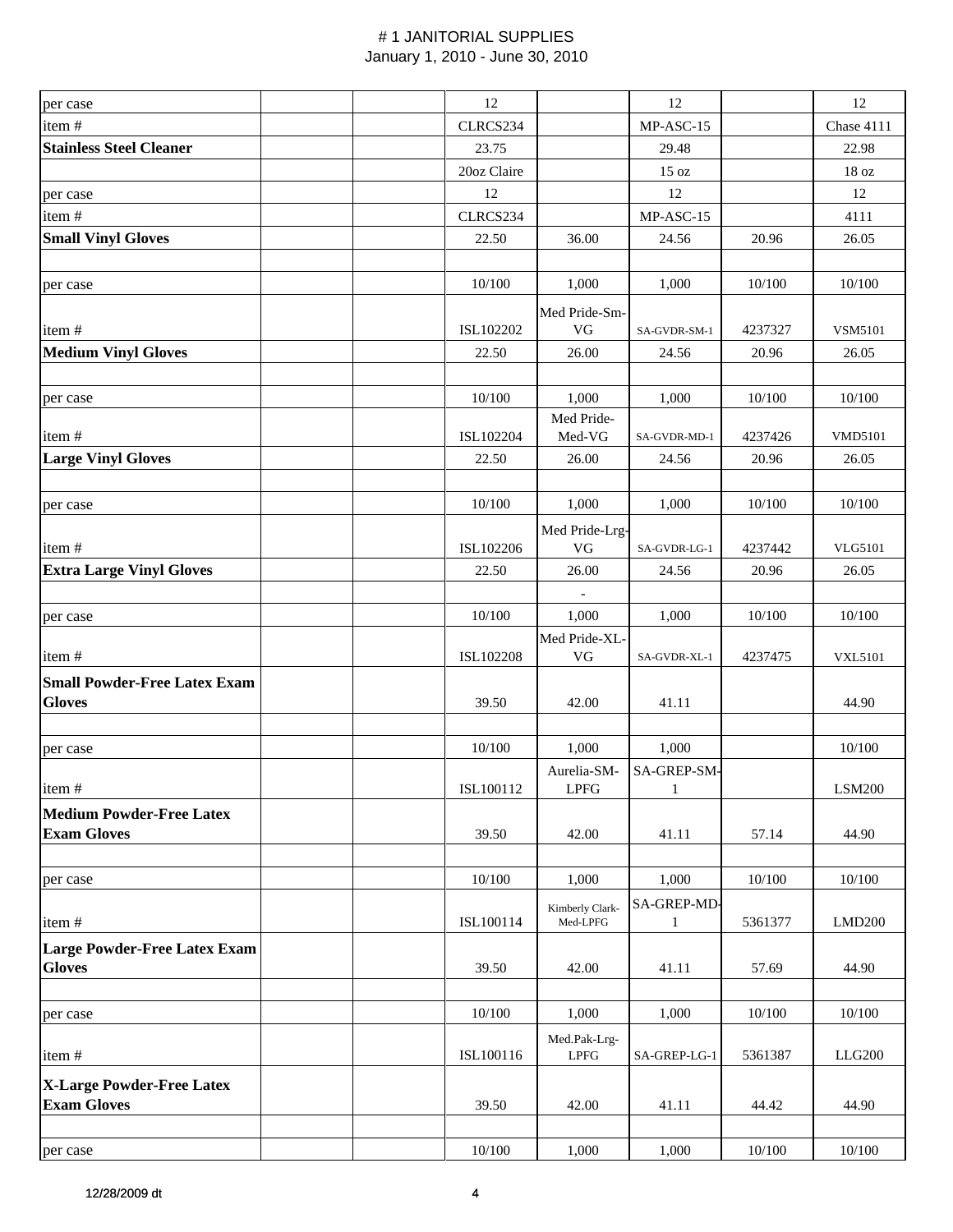# # 1 JANITORIAL SUPPLIES
January 1, 2010 - June 30, 2010

| | | | | | | | |
|---|---|---|---|---|---|---|---|
| per case | | | 12 | | 12 | | 12 |
| item # | | | CLRCS234 | | MP-ASC-15 | | Chase 4111 |
| **Stainless Steel Cleaner** | | | 23.75 | | 29.48 | | 22.98 |
| | | | 20oz Claire | | 15 oz | | 18 oz |
| per case | | | 12 | | 12 | | 12 |
| item # | | | CLRCS234 | | MP-ASC-15 | | 4111 |
| **Small Vinyl Gloves** | | | 22.50 | 36.00 | 24.56 | 20.96 | 26.05 |
| | | | | | | | |
| per case | | | 10/100 | 1,000 | 1,000 | 10/100 | 10/100 |
| item # | | | ISL102202 | Med Pride-Sm-VG | SA-GVDR-SM-1 | 4237327 | VSM5101 |
| **Medium Vinyl Gloves** | | | 22.50 | 26.00 | 24.56 | 20.96 | 26.05 |
| | | | | | | | |
| per case | | | 10/100 | 1,000 | 1,000 | 10/100 | 10/100 |
| item # | | | ISL102204 | Med Pride-Med-VG | SA-GVDR-MD-1 | 4237426 | VMD5101 |
| **Large Vinyl Gloves** | | | 22.50 | 26.00 | 24.56 | 20.96 | 26.05 |
| | | | | | | | |
| per case | | | 10/100 | 1,000 | 1,000 | 10/100 | 10/100 |
| item # | | | ISL102206 | Med Pride-Lrg-VG | SA-GVDR-LG-1 | 4237442 | VLG5101 |
| **Extra Large Vinyl Gloves** | | | 22.50 | 26.00 | 24.56 | 20.96 | 26.05 |
| | | | | - | | | |
| per case | | | 10/100 | 1,000 | 1,000 | 10/100 | 10/100 |
| item # | | | ISL102208 | Med Pride-XL-VG | SA-GVDR-XL-1 | 4237475 | VXL5101 |
| **Small Powder-Free Latex Exam Gloves** | | | 39.50 | 42.00 | 41.11 | | 44.90 |
| | | | | | | | |
| per case | | | 10/100 | 1,000 | 1,000 | | 10/100 |
| item # | | | ISL100112 | Aurelia-SM-LPFG | SA-GREP-SM-1 | | LSM200 |
| **Medium Powder-Free Latex Exam Gloves** | | | 39.50 | 42.00 | 41.11 | 57.14 | 44.90 |
| | | | | | | | |
| per case | | | 10/100 | 1,000 | 1,000 | 10/100 | 10/100 |
| item # | | | ISL100114 | Kimberly Clark-Med-LPFG | SA-GREP-MD-1 | 5361377 | LMD200 |
| **Large Powder-Free Latex Exam Gloves** | | | 39.50 | 42.00 | 41.11 | 57.69 | 44.90 |
| | | | | | | | |
| per case | | | 10/100 | 1,000 | 1,000 | 10/100 | 10/100 |
| item # | | | ISL100116 | Med.Pak-Lrg-LPFG | SA-GREP-LG-1 | 5361387 | LLG200 |
| **X-Large Powder-Free Latex Exam Gloves** | | | 39.50 | 42.00 | 41.11 | 44.42 | 44.90 |
| | | | | | | | |
| per case | | | 10/100 | 1,000 | 1,000 | 10/100 | 10/100 |

12/28/2009 dt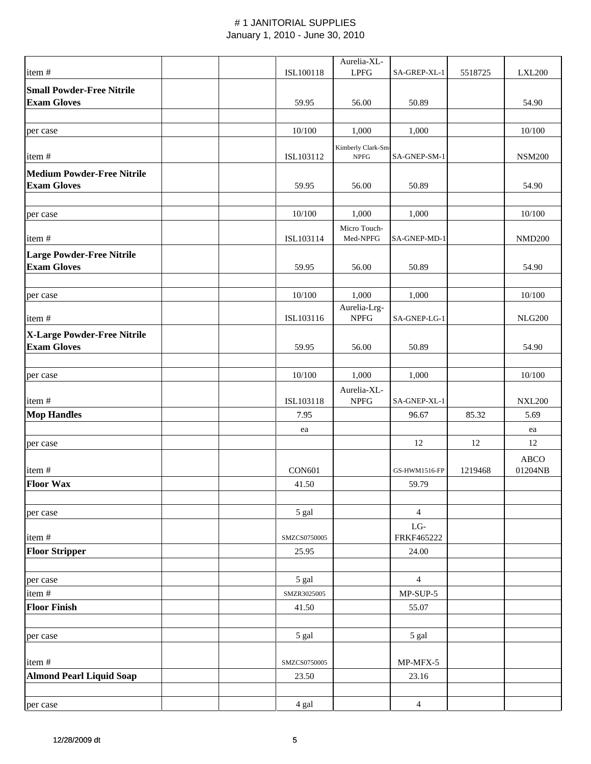# # 1 JANITORIAL SUPPLIES
January 1, 2010 - June 30, 2010

| | | | | | | | |
|---|---|---|---|---|---|---|---|
| item # | | | ISL100118 | Aurelia-XL-LPFG | SA-GREP-XL-1 | 5518725 | LXL200 |
| **Small Powder-Free Nitrile Exam Gloves** | | | 59.95 | 56.00 | 50.89 | | 54.90 |
| | | | | | | | |
| per case | | | 10/100 | 1,000 | 1,000 | | 10/100 |
| item # | | | ISL103112 | Kimberly Clark-Sm-NPFG | SA-GNEP-SM-1 | | NSM200 |
| **Medium Powder-Free Nitrile Exam Gloves** | | | 59.95 | 56.00 | 50.89 | | 54.90 |
| | | | | | | | |
| per case | | | 10/100 | 1,000 | 1,000 | | 10/100 |
| item # | | | ISL103114 | Micro Touch-Med-NPFG | SA-GNEP-MD-1 | | NMD200 |
| **Large Powder-Free Nitrile Exam Gloves** | | | 59.95 | 56.00 | 50.89 | | 54.90 |
| | | | | | | | |
| per case | | | 10/100 | 1,000 | 1,000 | | 10/100 |
| item # | | | ISL103116 | Aurelia-Lrg-NPFG | SA-GNEP-LG-1 | | NLG200 |
| **X-Large Powder-Free Nitrile Exam Gloves** | | | 59.95 | 56.00 | 50.89 | | 54.90 |
| | | | | | | | |
| per case | | | 10/100 | 1,000 | 1,000 | | 10/100 |
| item # | | | ISL103118 | Aurelia-XL-NPFG | SA-GNEP-XL-1 | | NXL200 |
| **Mop Handles** | | | 7.95 | | 96.67 | 85.32 | 5.69 |
| | | | ea | | | | ea |
| per case | | | | | 12 | 12 | 12 |
| item # | | | CON601 | | GS-HWM1516-FP | 1219468 | ABCO 01204NB |
| **Floor Wax** | | | 41.50 | | 59.79 | | |
| | | | | | | | |
| per case | | | 5 gal | | 4 | | |
| item # | | | SMZCS0750005 | | LG-FRKF465222 | | |
| **Floor Stripper** | | | 25.95 | | 24.00 | | |
| | | | | | | | |
| per case | | | 5 gal | | 4 | | |
| item # | | | SMZR3025005 | | MP-SUP-5 | | |
| **Floor Finish** | | | 41.50 | | 55.07 | | |
| | | | | | | | |
| per case | | | 5 gal | | 5 gal | | |
| item # | | | SMZCS0750005 | | MP-MFX-5 | | |
| **Almond Pearl Liquid Soap** | | | 23.50 | | 23.16 | | |
| | | | | | | | |
| per case | | | 4 gal | | 4 | | |

12/28/2009 dt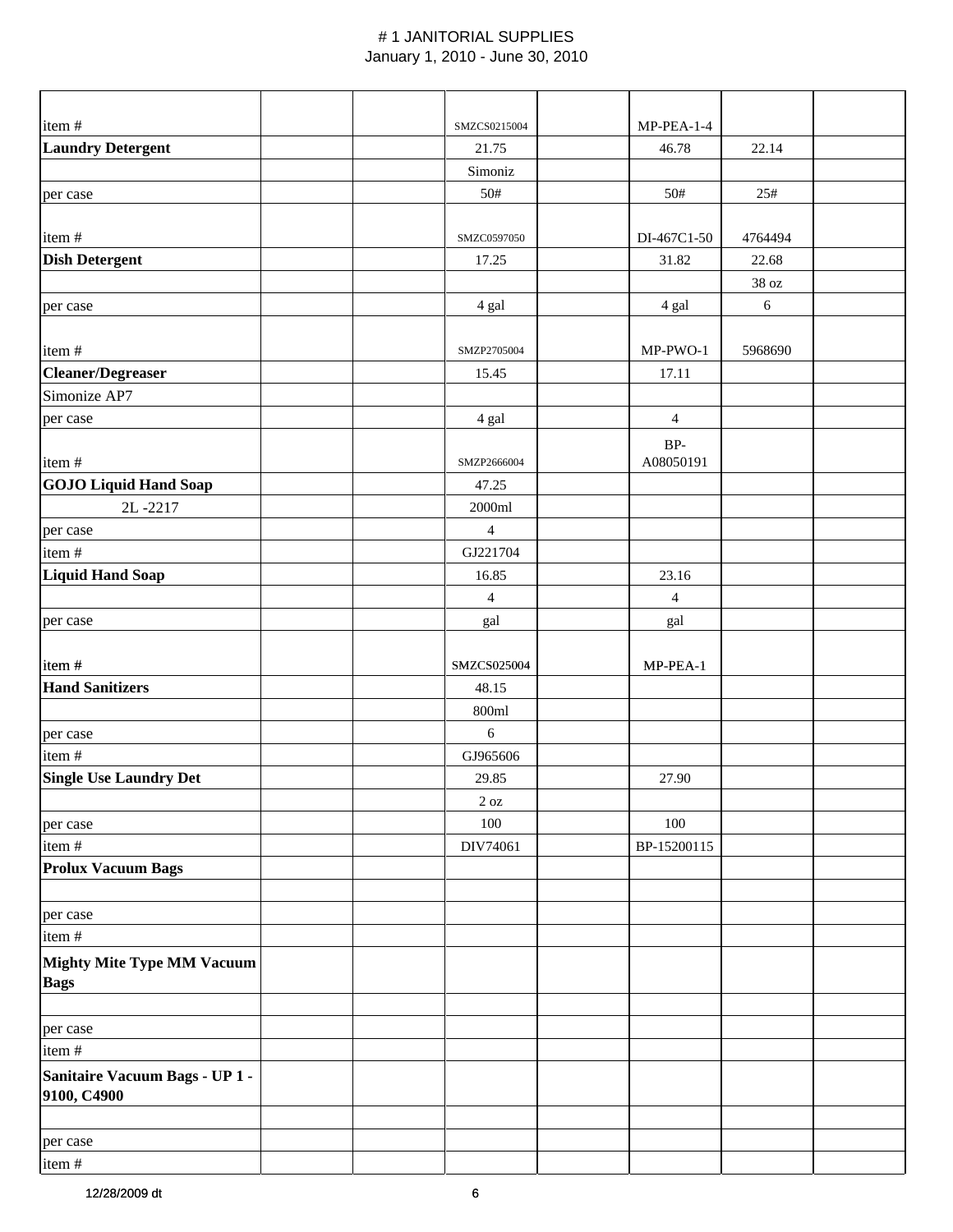# # 1 JANITORIAL SUPPLIES

January 1, 2010 - June 30, 2010

| | | | | | | | |
|---|---|---|---|---|---|---|---|
| item # | | | SMZCS0215004 | | MP-PEA-1-4 | | |
| **Laundry Detergent** | | | 21.75 | | 46.78 | 22.14 | |
| | | | Simoniz | | | | |
| per case | | | 50# | | 50# | 25# | |
| item # | | | SMZC0597050 | | DI-467C1-50 | 4764494 | |
| **Dish Detergent** | | | 17.25 | | 31.82 | 22.68 | |
| | | | | | | 38 oz | |
| per case | | | 4 gal | | 4 gal | 6 | |
| item # | | | SMZP2705004 | | MP-PWO-1 | 5968690 | |
| **Cleaner/Degreaser** | | | 15.45 | | 17.11 | | |
| Simonize AP7 | | | | | | | |
| per case | | | 4 gal | | 4 | | |
| item # | | | SMZP2666004 | | BP-A08050191 | | |
| **GOJO Liquid Hand Soap** | | | 47.25 | | | | |
| 2L -2217 | | | 2000ml | | | | |
| per case | | | 4 | | | | |
| item # | | | GJ221704 | | | | |
| **Liquid Hand Soap** | | | 16.85 | | 23.16 | | |
| | | | 4 | | 4 | | |
| per case | | | gal | | gal | | |
| item # | | | SMZCS025004 | | MP-PEA-1 | | |
| **Hand Sanitizers** | | | 48.15 | | | | |
| | | | 800ml | | | | |
| per case | | | 6 | | | | |
| item # | | | GJ965606 | | | | |
| **Single Use Laundry Det** | | | 29.85 | | 27.90 | | |
| | | | 2 oz | | | | |
| per case | | | 100 | | 100 | | |
| item # | | | DIV74061 | | BP-15200115 | | |
| **Prolux Vacuum Bags** | | | | | | | |
| | | | | | | | |
| per case | | | | | | | |
| item # | | | | | | | |
| **Mighty Mite Type MM Vacuum Bags** | | | | | | | |
| | | | | | | | |
| per case | | | | | | | |
| item # | | | | | | | |
| **Sanitaire Vacuum Bags - UP 1 - 9100, C4900** | | | | | | | |
| | | | | | | | |
| per case | | | | | | | |
| item # | | | | | | | |

12/28/2009 dt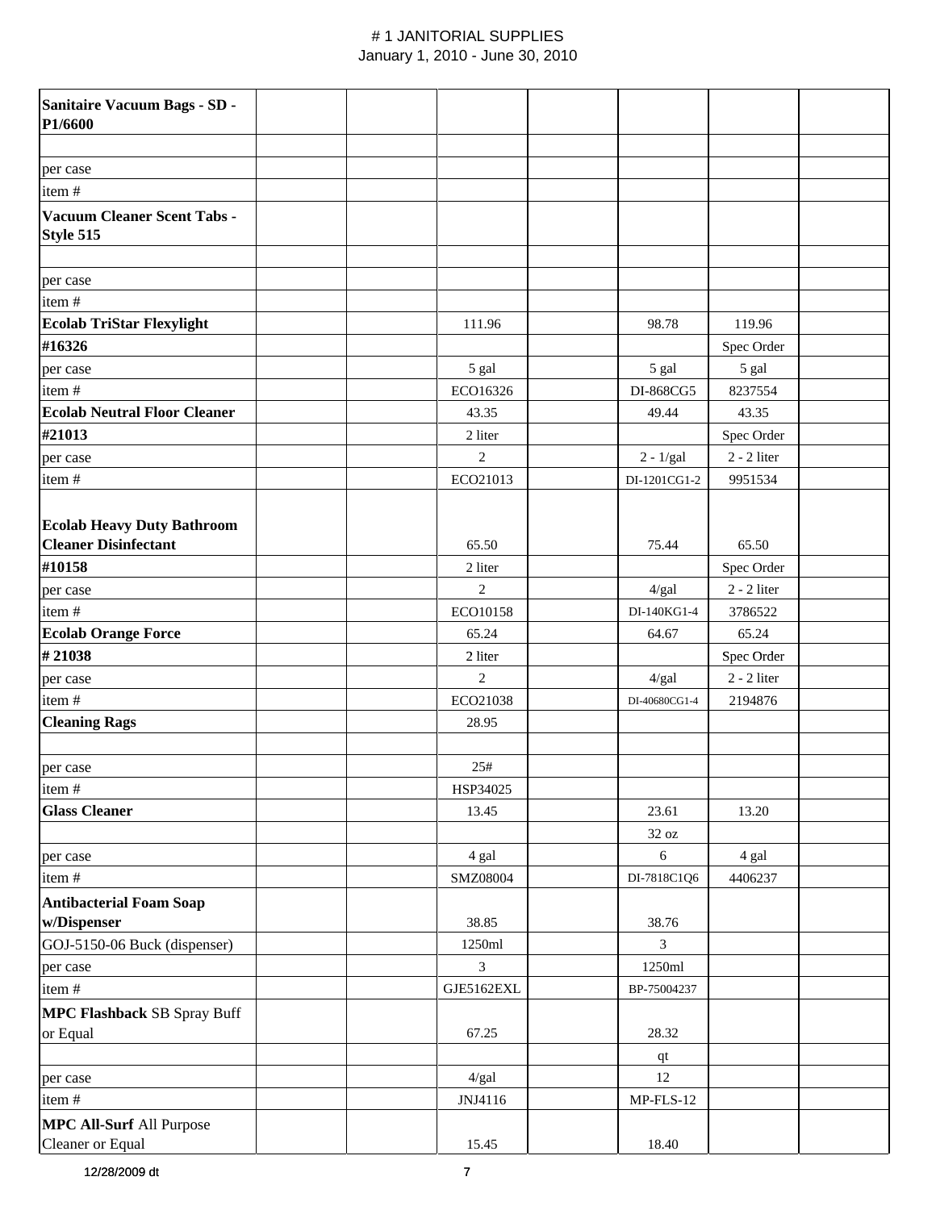# # 1 JANITORIAL SUPPLIES
January 1, 2010 - June 30, 2010

| | | | | | | | |
|---|---|---|---|---|---|---|---|
| **Sanitaire Vacuum Bags - SD - P1/6600** | | | | | | | |
| | | | | | | | |
| per case | | | | | | | |
| item # | | | | | | | |
| **Vacuum Cleaner Scent Tabs - Style 515** | | | | | | | |
| | | | | | | | |
| per case | | | | | | | |
| item # | | | | | | | |
| **Ecolab TriStar Flexylight** | | | 111.96 | | 98.78 | 119.96 | |
| **#16326** | | | | | | Spec Order | |
| per case | | | 5 gal | | 5 gal | 5 gal | |
| item # | | | ECO16326 | | DI-868CG5 | 8237554 | |
| **Ecolab Neutral Floor Cleaner** | | | 43.35 | | 49.44 | 43.35 | |
| **#21013** | | | 2 liter | | | Spec Order | |
| per case | | | 2 | | 2 - 1/gal | 2 - 2 liter | |
| item # | | | ECO21013 | | DI-1201CG1-2 | 9951534 | |
| **Ecolab Heavy Duty Bathroom Cleaner Disinfectant** | | | 65.50 | | 75.44 | 65.50 | |
| **#10158** | | | 2 liter | | | Spec Order | |
| per case | | | 2 | | 4/gal | 2 - 2 liter | |
| item # | | | ECO10158 | | DI-140KG1-4 | 3786522 | |
| **Ecolab Orange Force** | | | 65.24 | | 64.67 | 65.24 | |
| **# 21038** | | | 2 liter | | | Spec Order | |
| per case | | | 2 | | 4/gal | 2 - 2 liter | |
| item # | | | ECO21038 | | DI-40680CG1-4 | 2194876 | |
| **Cleaning Rags** | | | 28.95 | | | | |
| | | | | | | | |
| per case | | | 25# | | | | |
| item # | | | HSP34025 | | | | |
| **Glass Cleaner** | | | 13.45 | | 23.61 | 13.20 | |
| | | | | | 32 oz | | |
| per case | | | 4 gal | | 6 | 4 gal | |
| item # | | | SMZ08004 | | DI-7818C1Q6 | 4406237 | |
| **Antibacterial Foam Soap w/Dispenser** | | | 38.85 | | 38.76 | | |
| GOJ-5150-06 Buck (dispenser) | | | 1250ml | | 3 | | |
| per case | | | 3 | | 1250ml | | |
| item # | | | GJE5162EXL | | BP-75004237 | | |
| **MPC Flashback** SB Spray Buff or Equal | | | 67.25 | | 28.32 | | |
| | | | | | qt | | |
| per case | | | 4/gal | | 12 | | |
| item # | | | JNJ4116 | | MP-FLS-12 | | |
| **MPC All-Surf** All Purpose Cleaner or Equal | | | 15.45 | | 18.40 | | |

12/28/2009 dt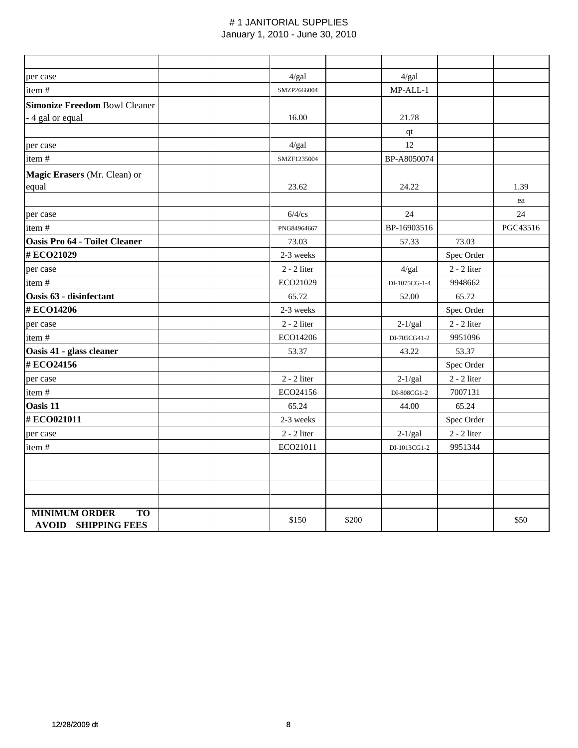# # 1 JANITORIAL SUPPLIES

January 1, 2010 - June 30, 2010

| | | | | | | | |
|---|---|---|---|---|---|---|---|
| per case | | | 4/gal | | 4/gal | | |
| item # | | | SMZP2666004 | | MP-ALL-1 | | |
| **Simonize Freedom** Bowl Cleaner - 4 gal or equal | | | 16.00 | | 21.78 | | |
| | | | | | qt | | |
| per case | | | 4/gal | | 12 | | |
| item # | | | SMZF1235004 | | BP-A8050074 | | |
| **Magic Erasers** (Mr. Clean) or equal | | | 23.62 | | 24.22 | | 1.39 |
| | | | | | | | ea |
| per case | | | 6/4/cs | | 24 | | 24 |
| item # | | | PNG84964667 | | BP-16903516 | | PGC43516 |
| **Oasis Pro 64 - Toilet Cleaner** | | | 73.03 | | 57.33 | 73.03 | |
| **# ECO21029** | | | 2-3 weeks | | | Spec Order | |
| per case | | | 2 - 2 liter | | 4/gal | 2 - 2 liter | |
| item # | | | ECO21029 | | DI-1075CG-1-4 | 9948662 | |
| **Oasis 63 - disinfectant** | | | 65.72 | | 52.00 | 65.72 | |
| **# ECO14206** | | | 2-3 weeks | | | Spec Order | |
| per case | | | 2 - 2 liter | | 2-1/gal | 2 - 2 liter | |
| item # | | | ECO14206 | | DI-705CG41-2 | 9951096 | |
| **Oasis 41 - glass cleaner** | | | 53.37 | | 43.22 | 53.37 | |
| **# ECO24156** | | | | | | Spec Order | |
| per case | | | 2 - 2 liter | | 2-1/gal | 2 - 2 liter | |
| item # | | | ECO24156 | | DI-808CG1-2 | 7007131 | |
| **Oasis 11** | | | 65.24 | | 44.00 | 65.24 | |
| **# ECO021011** | | | 2-3 weeks | | | Spec Order | |
| per case | | | 2 - 2 liter | | 2-1/gal | 2 - 2 liter | |
| item # | | | ECO21011 | | DI-1013CG1-2 | 9951344 | |
| | | | | | | | |
| | | | | | | | |
| | | | | | | | |
| | | | | | | | |
| **MINIMUM ORDER TO AVOID SHIPPING FEES** | | | $150 | $200 | | | $50 |

12/28/2009 dt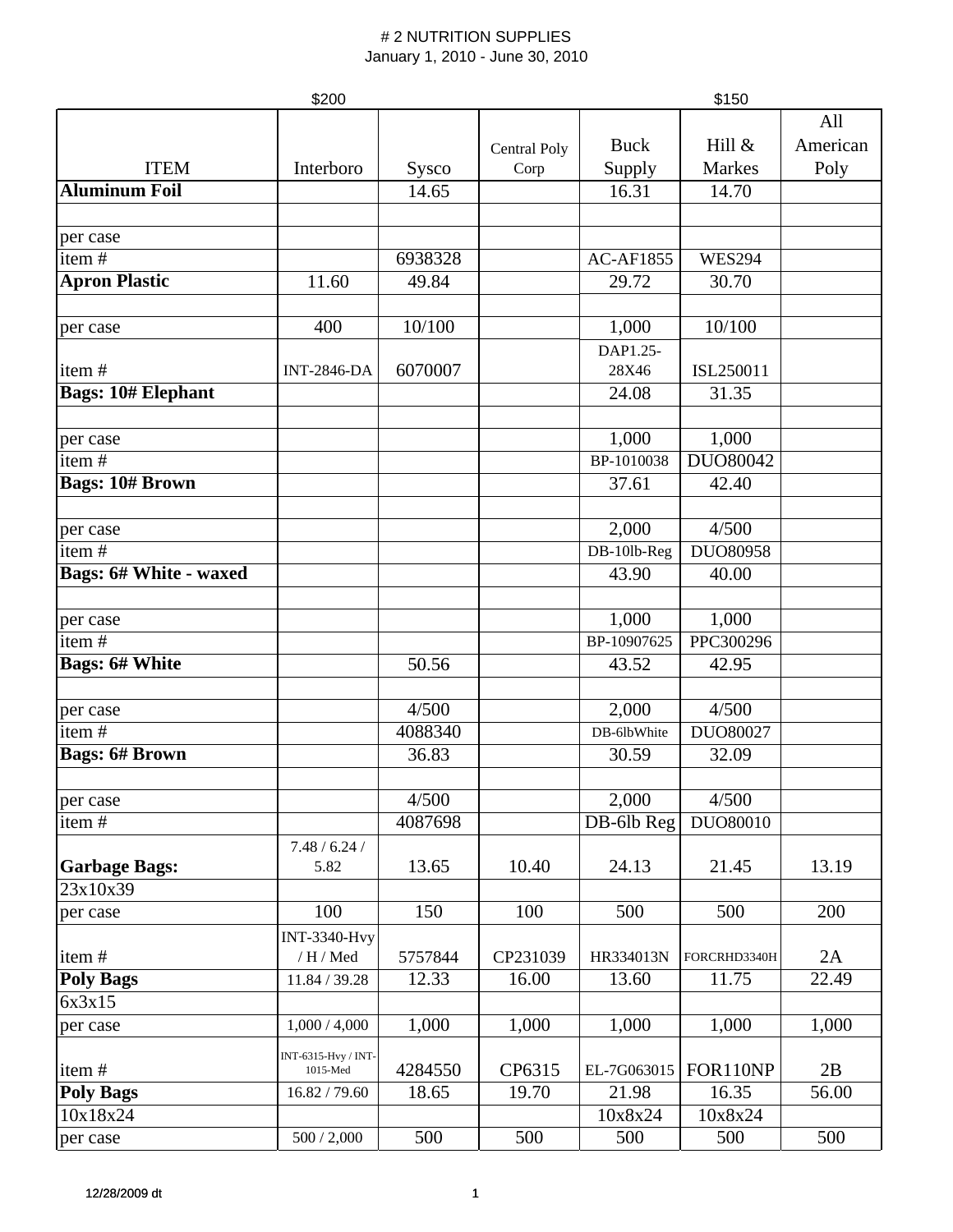# 2 NUTRITION SUPPLIES

January 1, 2010 - June 30, 2010

| ITEM | Interboro | Sysco | Central Poly Corp | Buck Supply | Hill & Markes | All American Poly |
|---|---|---|---|---|---|---|
| | $200 | | | | $150 | |
| **Aluminum Foil** | | 14.65 | | 16.31 | 14.70 | |
| | | | | | | |
| per case | | | | | | |
| item # | | 6938328 | | AC-AF1855 | WES294 | |
| **Apron Plastic** | 11.60 | 49.84 | | 29.72 | 30.70 | |
| | | | | | | |
| per case | 400 | 10/100 | | 1,000 | 10/100 | |
| item # | INT-2846-DA | 6070007 | | DAP1.25-28X46 | ISL250011 | |
| **Bags: 10# Elephant** | | | | 24.08 | 31.35 | |
| | | | | | | |
| per case | | | | 1,000 | 1,000 | |
| item # | | | | BP-1010038 | DUO80042 | |
| **Bags: 10# Brown** | | | | 37.61 | 42.40 | |
| | | | | | | |
| per case | | | | 2,000 | 4/500 | |
| item # | | | | DB-10lb-Reg | DUO80958 | |
| **Bags: 6# White - waxed** | | | | 43.90 | 40.00 | |
| | | | | | | |
| per case | | | | 1,000 | 1,000 | |
| item # | | | | BP-10907625 | PPC300296 | |
| **Bags: 6# White** | | 50.56 | | 43.52 | 42.95 | |
| | | | | | | |
| per case | | 4/500 | | 2,000 | 4/500 | |
| item # | | 4088340 | | DB-6lbWhite | DUO80027 | |
| **Bags: 6# Brown** | | 36.83 | | 30.59 | 32.09 | |
| | | | | | | |
| per case | | 4/500 | | 2,000 | 4/500 | |
| item # | | 4087698 | | DB-6lb Reg | DUO80010 | |
| **Garbage Bags:** | 7.48 / 6.24 / 5.82 | 13.65 | 10.40 | 24.13 | 21.45 | 13.19 |
| 23x10x39 | | | | | | |
| per case | 100 | 150 | 100 | 500 | 500 | 200 |
| item # | INT-3340-Hvy / H / Med | 5757844 | CP231039 | HR334013N | FORCRHD3340H | 2A |
| **Poly Bags** | 11.84 / 39.28 | 12.33 | 16.00 | 13.60 | 11.75 | 22.49 |
| 6x3x15 | | | | | | |
| per case | 1,000 / 4,000 | 1,000 | 1,000 | 1,000 | 1,000 | 1,000 |
| item # | INT-6315-Hvy / INT-1015-Med | 4284550 | CP6315 | EL-7G063015 | FOR110NP | 2B |
| **Poly Bags** | 16.82 / 79.60 | 18.65 | 19.70 | 21.98 | 16.35 | 56.00 |
| 10x18x24 | | | | 10x8x24 | 10x8x24 | |
| per case | 500 / 2,000 | 500 | 500 | 500 | 500 | 500 |

12/28/2009 dt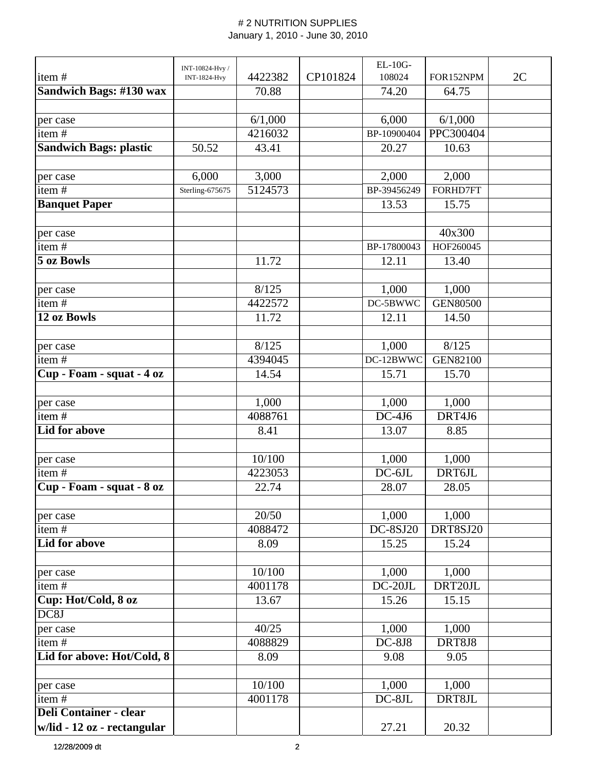# 2 NUTRITION SUPPLIES
January 1, 2010 - June 30, 2010

| item # | INT-10824-Hvy / INT-1824-Hvy | 4422382 | CP101824 | EL-10G-108024 | FOR152NPM | 2C |
|---|---|---|---|---|---|---|
| **Sandwich Bags: #130 wax** | | 70.88 | | 74.20 | 64.75 | |
| | | | | | | |
| per case | | 6/1,000 | | 6,000 | 6/1,000 | |
| item # | | 4216032 | | BP-10900404 | PPC300404 | |
| **Sandwich Bags: plastic** | 50.52 | 43.41 | | 20.27 | 10.63 | |
| | | | | | | |
| per case | 6,000 | 3,000 | | 2,000 | 2,000 | |
| item # | Sterling-675675 | 5124573 | | BP-39456249 | FORHD7FT | |
| **Banquet Paper** | | | | 13.53 | 15.75 | |
| | | | | | | |
| per case | | | | | 40x300 | |
| item # | | | | BP-17800043 | HOF260045 | |
| **5 oz Bowls** | | 11.72 | | 12.11 | 13.40 | |
| | | | | | | |
| per case | | 8/125 | | 1,000 | 1,000 | |
| item # | | 4422572 | | DC-5BWWC | GEN80500 | |
| **12 oz Bowls** | | 11.72 | | 12.11 | 14.50 | |
| | | | | | | |
| per case | | 8/125 | | 1,000 | 8/125 | |
| item # | | 4394045 | | DC-12BWWC | GEN82100 | |
| **Cup - Foam - squat - 4 oz** | | 14.54 | | 15.71 | 15.70 | |
| | | | | | | |
| per case | | 1,000 | | 1,000 | 1,000 | |
| item # | | 4088761 | | DC-4J6 | DRT4J6 | |
| **Lid for above** | | 8.41 | | 13.07 | 8.85 | |
| | | | | | | |
| per case | | 10/100 | | 1,000 | 1,000 | |
| item # | | 4223053 | | DC-6JL | DRT6JL | |
| **Cup - Foam - squat - 8 oz** | | 22.74 | | 28.07 | 28.05 | |
| | | | | | | |
| per case | | 20/50 | | 1,000 | 1,000 | |
| item # | | 4088472 | | DC-8SJ20 | DRT8SJ20 | |
| **Lid for above** | | 8.09 | | 15.25 | 15.24 | |
| | | | | | | |
| per case | | 10/100 | | 1,000 | 1,000 | |
| item # | | 4001178 | | DC-20JL | DRT20JL | |
| **Cup: Hot/Cold, 8 oz** | | 13.67 | | 15.26 | 15.15 | |
| DC8J | | | | | | |
| per case | | 40/25 | | 1,000 | 1,000 | |
| item # | | 4088829 | | DC-8J8 | DRT8J8 | |
| **Lid for above: Hot/Cold, 8** | | 8.09 | | 9.08 | 9.05 | |
| | | | | | | |
| per case | | 10/100 | | 1,000 | 1,000 | |
| item # | | 4001178 | | DC-8JL | DRT8JL | |
| **Deli Container - clear w/lid - 12 oz - rectangular** | | | | 27.21 | 20.32 | |

12/28/2009 dt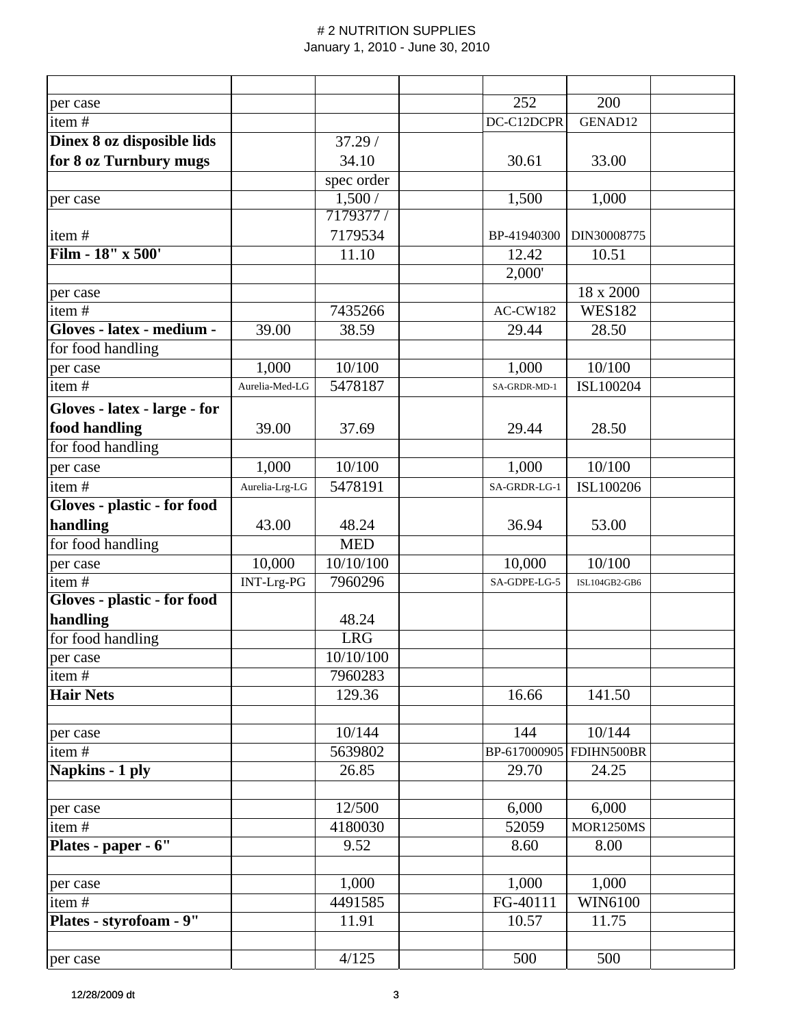# # 2 NUTRITION SUPPLIES

January 1, 2010 - June 30, 2010

| | | | | | | |
|---|---|---|---|---|---|---|
| per case | | | | 252 | 200 | |
| item # | | | | DC-C12DCPR | GENAD12 | |
| **Dinex 8 oz disposible lids for 8 oz Turnbury mugs** | | 37.29 / 34.10 | | 30.61 | 33.00 | |
| | | spec order | | | | |
| per case | | 1,500 / | | 1,500 | 1,000 | |
| item # | | 7179377 / 7179534 | | BP-41940300 | DIN30008775 | |
| **Film - 18" x 500'** | | 11.10 | | 12.42 | 10.51 | |
| | | | | 2,000' | | |
| per case | | | | | 18 x 2000 | |
| item # | | 7435266 | | AC-CW182 | WES182 | |
| **Gloves - latex - medium -** | 39.00 | 38.59 | | 29.44 | 28.50 | |
| for food handling | | | | | | |
| per case | 1,000 | 10/100 | | 1,000 | 10/100 | |
| item # | Aurelia-Med-LG | 5478187 | | SA-GRDR-MD-1 | ISL100204 | |
| **Gloves - latex - large - for food handling** | 39.00 | 37.69 | | 29.44 | 28.50 | |
| for food handling | | | | | | |
| per case | 1,000 | 10/100 | | 1,000 | 10/100 | |
| item # | Aurelia-Lrg-LG | 5478191 | | SA-GRDR-LG-1 | ISL100206 | |
| **Gloves - plastic - for food handling** | 43.00 | 48.24 | | 36.94 | 53.00 | |
| for food handling | | MED | | | | |
| per case | 10,000 | 10/10/100 | | 10,000 | 10/100 | |
| item # | INT-Lrg-PG | 7960296 | | SA-GDPE-LG-5 | ISL104GB2-GB6 | |
| **Gloves - plastic - for food handling** | | 48.24 | | | | |
| for food handling | | LRG | | | | |
| per case | | 10/10/100 | | | | |
| item # | | 7960283 | | | | |
| **Hair Nets** | | 129.36 | | 16.66 | 141.50 | |
| | | | | | | |
| per case | | 10/144 | | 144 | 10/144 | |
| item # | | 5639802 | | BP-617000905 | FDIHN500BR | |
| **Napkins - 1 ply** | | 26.85 | | 29.70 | 24.25 | |
| | | | | | | |
| per case | | 12/500 | | 6,000 | 6,000 | |
| item # | | 4180030 | | 52059 | MOR1250MS | |
| **Plates - paper - 6"** | | 9.52 | | 8.60 | 8.00 | |
| | | | | | | |
| per case | | 1,000 | | 1,000 | 1,000 | |
| item # | | 4491585 | | FG-40111 | WIN6100 | |
| **Plates - styrofoam - 9"** | | 11.91 | | 10.57 | 11.75 | |
| | | | | | | |
| per case | | 4/125 | | 500 | 500 | |

12/28/2009 dt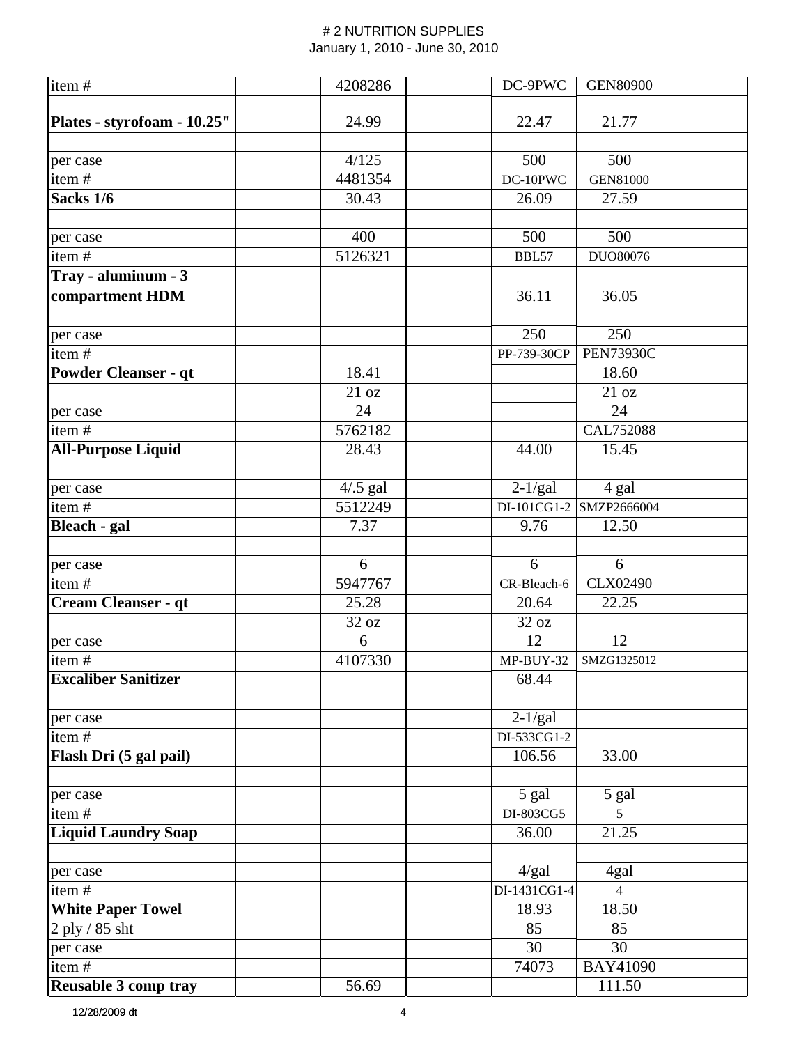# # 2 NUTRITION SUPPLIES

January 1, 2010 - June 30, 2010

| | | | | | | |
|---|---|---|---|---|---|---|
| item # | | 4208286 | | DC-9PWC | GEN80900 | |
| **Plates - styrofoam - 10.25"** | | 24.99 | | 22.47 | 21.77 | |
| | | | | | | |
| per case | | 4/125 | | 500 | 500 | |
| item # | | 4481354 | | DC-10PWC | GEN81000 | |
| **Sacks 1/6** | | 30.43 | | 26.09 | 27.59 | |
| | | | | | | |
| per case | | 400 | | 500 | 500 | |
| item # | | 5126321 | | BBL57 | DUO80076 | |
| **Tray - aluminum - 3 compartment HDM** | | | | 36.11 | 36.05 | |
| | | | | | | |
| per case | | | | 250 | 250 | |
| item # | | | | PP-739-30CP | PEN73930C | |
| **Powder Cleanser - qt** | | 18.41 | | | 18.60 | |
| | | 21 oz | | | 21 oz | |
| per case | | 24 | | | 24 | |
| item # | | 5762182 | | | CAL752088 | |
| **All-Purpose Liquid** | | 28.43 | | 44.00 | 15.45 | |
| | | | | | | |
| per case | | 4/.5 gal | | 2-1/gal | 4 gal | |
| item # | | 5512249 | | DI-101CG1-2 | SMZP2666004 | |
| **Bleach - gal** | | 7.37 | | 9.76 | 12.50 | |
| | | | | | | |
| per case | | 6 | | 6 | 6 | |
| item # | | 5947767 | | CR-Bleach-6 | CLX02490 | |
| **Cream Cleanser - qt** | | 25.28 | | 20.64 | 22.25 | |
| | | 32 oz | | 32 oz | | |
| per case | | 6 | | 12 | 12 | |
| item # | | 4107330 | | MP-BUY-32 | SMZG1325012 | |
| **Excaliber Sanitizer** | | | | 68.44 | | |
| | | | | | | |
| per case | | | | 2-1/gal | | |
| item # | | | | DI-533CG1-2 | | |
| **Flash Dri (5 gal pail)** | | | | 106.56 | 33.00 | |
| | | | | | | |
| per case | | | | 5 gal | 5 gal | |
| item # | | | | DI-803CG5 | 5 | |
| **Liquid Laundry Soap** | | | | 36.00 | 21.25 | |
| | | | | | | |
| per case | | | | 4/gal | 4gal | |
| item # | | | | DI-1431CG1-4 | 4 | |
| **White Paper Towel** | | | | 18.93 | 18.50 | |
| 2 ply / 85 sht | | | | 85 | 85 | |
| per case | | | | 30 | 30 | |
| item # | | | | 74073 | BAY41090 | |
| **Reusable 3 comp tray** | | 56.69 | | | 111.50 | |

12/28/2009 dt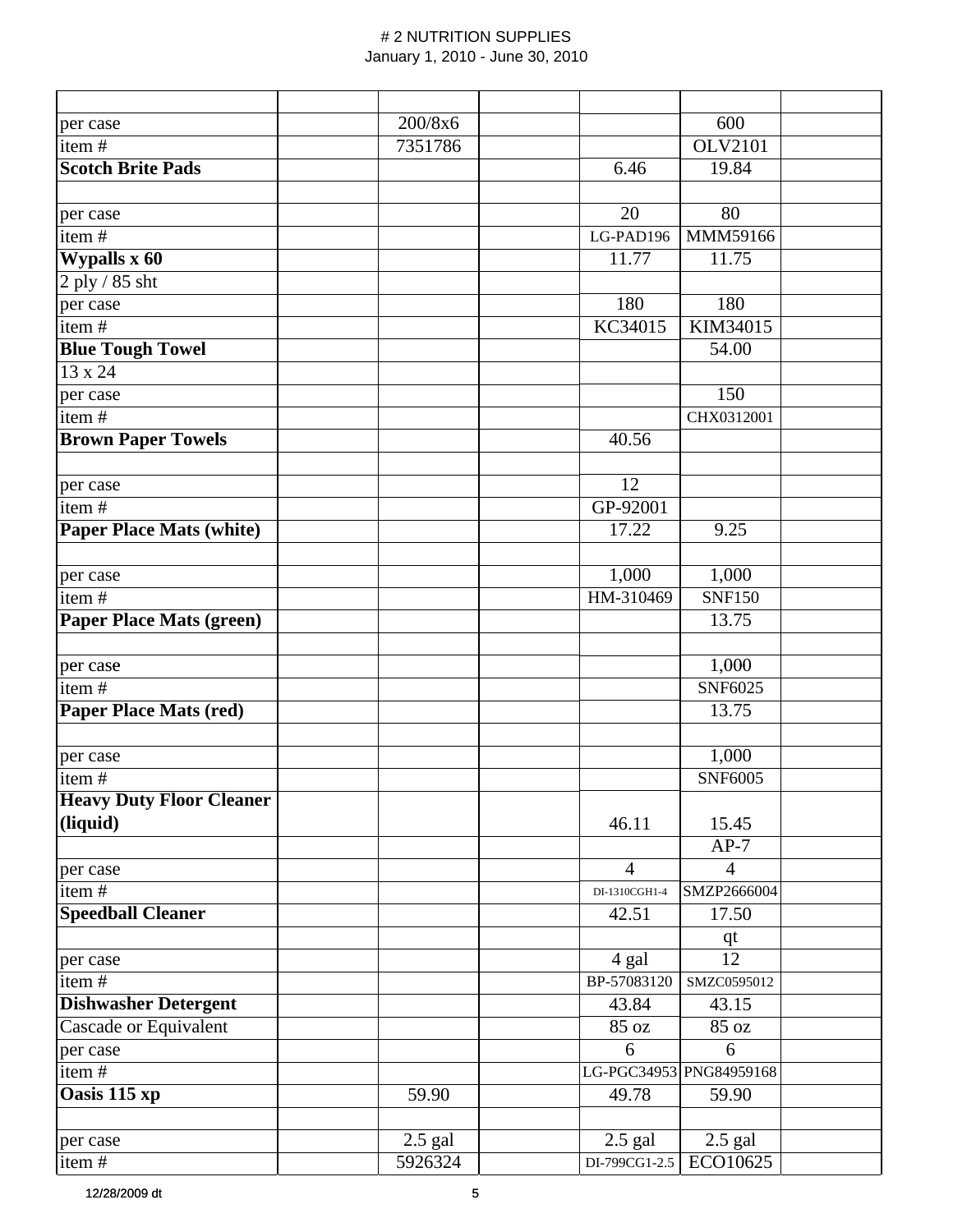# # 2 NUTRITION SUPPLIES
January 1, 2010 - June 30, 2010

| | | | | | | |
|---|---|---|---|---|---|---|
| per case | | 200/8x6 | | | 600 | |
| item # | | 7351786 | | | OLV2101 | |
| **Scotch Brite Pads** | | | | 6.46 | 19.84 | |
| | | | | | | |
| per case | | | | 20 | 80 | |
| item # | | | | LG-PAD196 | MMM59166 | |
| **Wypalls x 60** | | | | 11.77 | 11.75 | |
| 2 ply / 85 sht | | | | | | |
| per case | | | | 180 | 180 | |
| item # | | | | KC34015 | KIM34015 | |
| **Blue Tough Towel** | | | | | 54.00 | |
| 13 x 24 | | | | | | |
| per case | | | | | 150 | |
| item # | | | | | CHX0312001 | |
| **Brown Paper Towels** | | | | 40.56 | | |
| | | | | | | |
| per case | | | | 12 | | |
| item # | | | | GP-92001 | | |
| **Paper Place Mats (white)** | | | | 17.22 | 9.25 | |
| | | | | | | |
| per case | | | | 1,000 | 1,000 | |
| item # | | | | HM-310469 | SNF150 | |
| **Paper Place Mats (green)** | | | | | 13.75 | |
| | | | | | | |
| per case | | | | | 1,000 | |
| item # | | | | | SNF6025 | |
| **Paper Place Mats (red)** | | | | | 13.75 | |
| | | | | | | |
| per case | | | | | 1,000 | |
| item # | | | | | SNF6005 | |
| **Heavy Duty Floor Cleaner (liquid)** | | | | 46.11 | 15.45 | |
| | | | | | AP-7 | |
| per case | | | | 4 | 4 | |
| item # | | | | DI-1310CGH1-4 | SMZP2666004 | |
| **Speedball Cleaner** | | | | 42.51 | 17.50 | |
| | | | | | qt | |
| per case | | | | 4 gal | 12 | |
| item # | | | | BP-57083120 | SMZC0595012 | |
| **Dishwasher Detergent** | | | | 43.84 | 43.15 | |
| Cascade or Equivalent | | | | 85 oz | 85 oz | |
| per case | | | | 6 | 6 | |
| item # | | | | LG-PGC34953 | PNG84959168 | |
| **Oasis 115 xp** | | 59.90 | | 49.78 | 59.90 | |
| | | | | | | |
| per case | | 2.5 gal | | 2.5 gal | 2.5 gal | |
| item # | | 5926324 | | DI-799CG1-2.5 | ECO10625 | |

12/28/2009 dt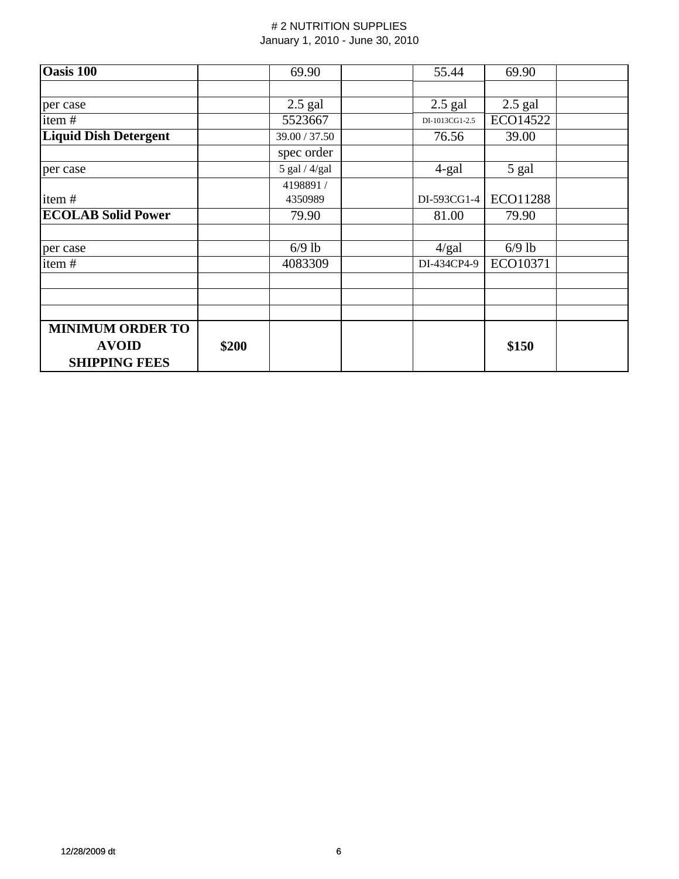# 2 NUTRITION SUPPLIES
January 1, 2010 - June 30, 2010

| | | | | | | |
|---|---|---|---|---|---|---|
| **Oasis 100** | | 69.90 | | 55.44 | 69.90 | |
| | | | | | | |
| per case | | 2.5 gal | | 2.5 gal | 2.5 gal | |
| item # | | 5523667 | | DI-1013CG1-2.5 | ECO14522 | |
| **Liquid Dish Detergent** | | 39.00 / 37.50 | | 76.56 | 39.00 | |
| | | spec order | | | | |
| per case | | 5 gal / 4/gal | | 4-gal | 5 gal | |
| item # | | 4198891 / 4350989 | | DI-593CG1-4 | ECO11288 | |
| **ECOLAB Solid Power** | | 79.90 | | 81.00 | 79.90 | |
| | | | | | | |
| per case | | 6/9 lb | | 4/gal | 6/9 lb | |
| item # | | 4083309 | | DI-434CP4-9 | ECO10371 | |
| | | | | | | |
| | | | | | | |
| | | | | | | |
| **MINIMUM ORDER TO AVOID SHIPPING FEES** | **$200** | | | | **$150** | |

12/28/2009 dt